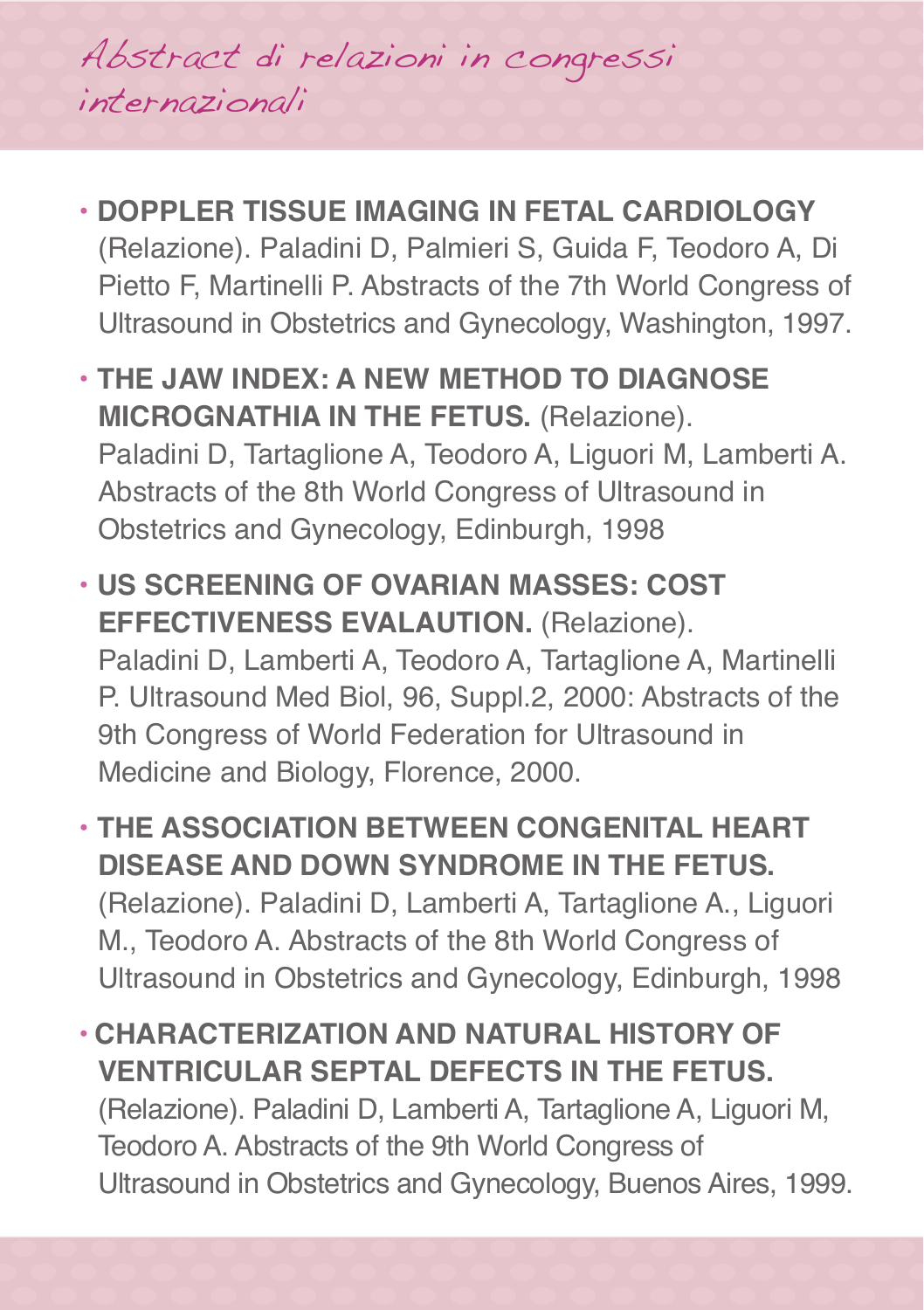# Abstract di relazioni in congressi internazionali

- **DOPPLER TISSUE IMAGING IN FETAL CARDIOLOGY** (Relazione). Paladini D, Palmieri S, Guida F, Teodoro A, Di Pietto F, Martinelli P. Abstracts of the 7th World Congress of Ultrasound in Obstetrics and Gynecology, Washington, 1997.
- **THE JAW INDEX: A NEW METHOD TO DIAGNOSE MICROGNATHIA IN THE FETUS.** (Relazione). Paladini D, Tartaglione A, Teodoro A, Liguori M, Lamberti A. Abstracts of the 8th World Congress of Ultrasound in Obstetrics and Gynecology, Edinburgh, 1998
- **US SCREENING OF OVARIAN MASSES: COST EFFECTIVENESS EVALAUTION.** (Relazione). Paladini D, Lamberti A, Teodoro A, Tartaglione A, Martinelli P. Ultrasound Med Biol, 96, Suppl.2, 2000: Abstracts of the 9th Congress of World Federation for Ultrasound in Medicine and Biology, Florence, 2000.
- **THE ASSOCIATION BETWEEN CONGENITAL HEART DISEASE AND DOWN SYNDROME IN THE FETUS.** (Relazione). Paladini D, Lamberti A, Tartaglione A., Liguori M., Teodoro A. Abstracts of the 8th World Congress of Ultrasound in Obstetrics and Gynecology, Edinburgh, 1998
- **CHARACTERIZATION AND NATURAL HISTORY OF VENTRICULAR SEPTAL DEFECTS IN THE FETUS.** (Relazione). Paladini D, Lamberti A, Tartaglione A, Liguori M, Teodoro A. Abstracts of the 9th World Congress of Ultrasound in Obstetrics and Gynecology, Buenos Aires, 1999.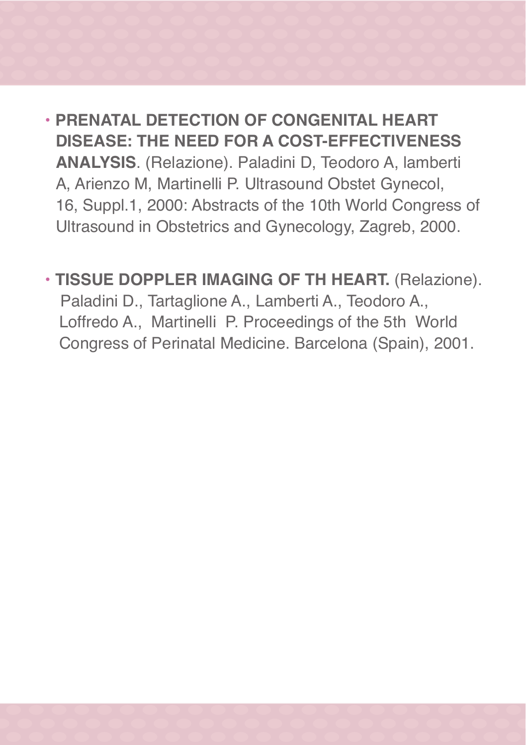- **PRENATAL DETECTION OF CONGENITAL HEART DISEASE: THE NEED FOR A COST-EFFECTIVENESS ANALYSIS**. (Relazione). Paladini D, Teodoro A, lamberti A, Arienzo M, Martinelli P. Ultrasound Obstet Gynecol, 16, Suppl.1, 2000: Abstracts of the 10th World Congress of Ultrasound in Obstetrics and Gynecology, Zagreb, 2000.

- **TISSUE DOPPLER IMAGING OF TH HEART.** (Relazione). Paladini D., Tartaglione A., Lamberti A., Teodoro A., Loffredo A., Martinelli P. Proceedings of the 5th World Congress of Perinatal Medicine. Barcelona (Spain), 2001.